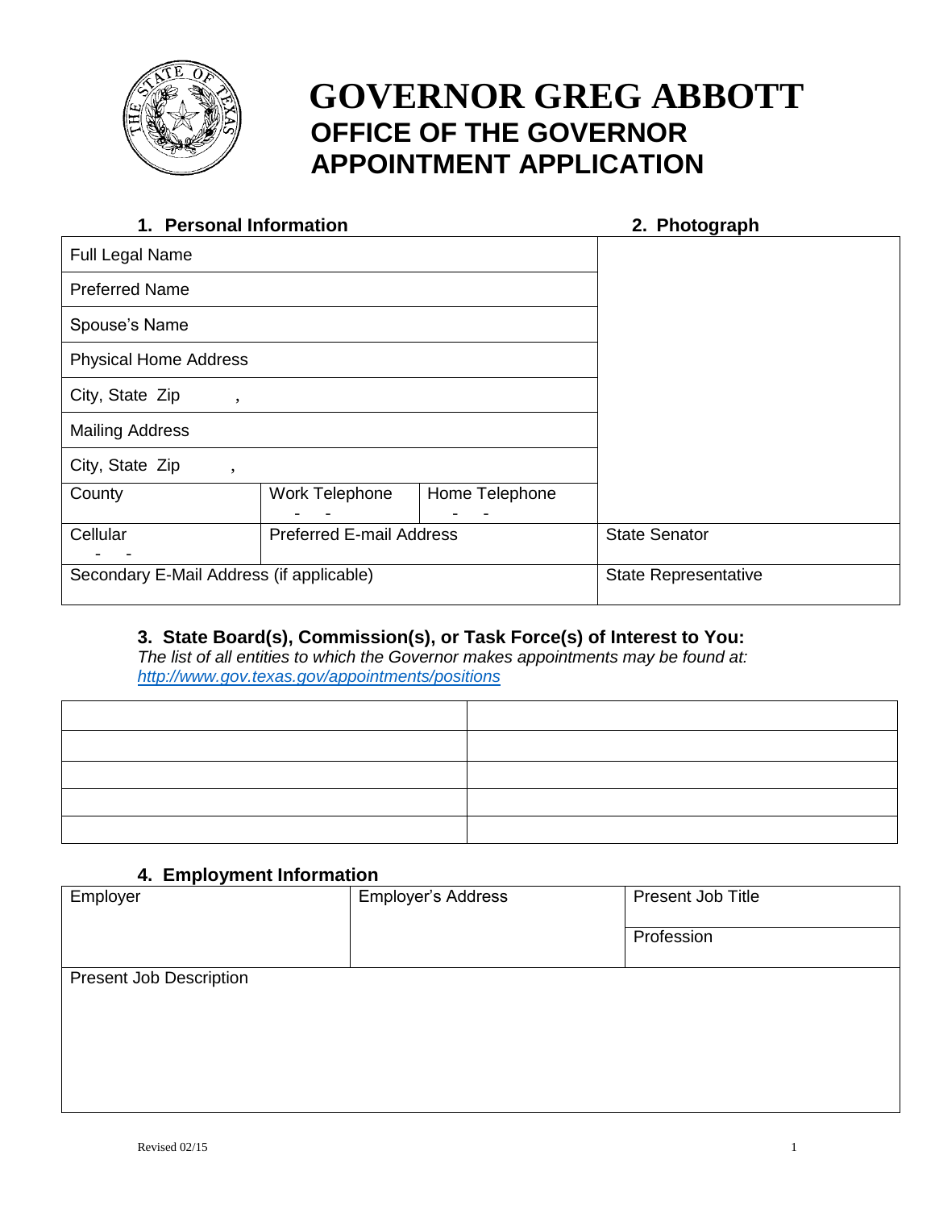# GOVERNOR GREG ABBOTT
## OFFICE OF THE GOVERNOR
## APPOINTMENT APPLICATION

### 1. Personal Information

### 2. Photograph

| Full Legal Name | | | |
|---|---|---|---|
| Preferred Name | | | |
| Spouse's Name | | | |
| Physical Home Address | | | |
| City, State Zip , | | | |
| Mailing Address | | | |
| City, State Zip , | | | |
| County | Work Telephone - - | Home Telephone - - | |
| Cellular - - | Preferred E-mail Address | | State Senator |
| Secondary E-Mail Address (if applicable) | | | State Representative |

### 3. State Board(s), Commission(s), or Task Force(s) of Interest to You:

*The list of all entities to which the Governor makes appointments may be found at:* [http://www.gov.texas.gov/appointments/positions](http://www.gov.texas.gov/appointments/positions)

| | |
|---|---|
| | |
| | |
| | |
| | |
| | |

### 4. Employment Information

| Employer | Employer's Address | Present Job Title |
|---|---|---|
| | | Profession |
| Present Job Description | | |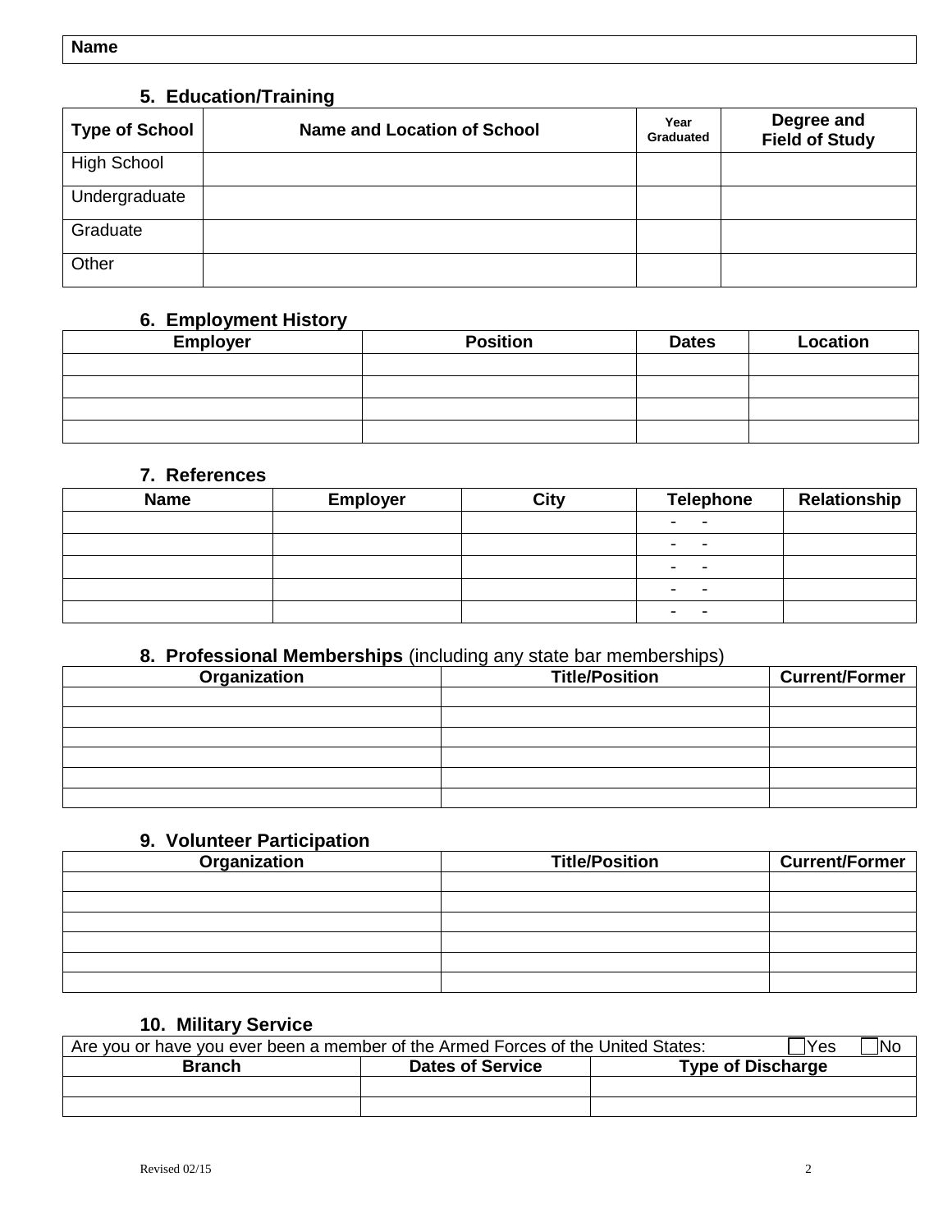| Name |
|---|

### 5. Education/Training

| Type of School | Name and Location of School | Year Graduated | Degree and Field of Study |
|---|---|---|---|
| High School | | | |
| Undergraduate | | | |
| Graduate | | | |
| Other | | | |

### 6. Employment History

| Employer | Position | Dates | Location |
|---|---|---|---|
| | | | |
| | | | |
| | | | |
| | | | |

### 7. References

| Name | Employer | City | Telephone | Relationship |
|---|---|---|---|---|
| | | | - - | |
| | | | - - | |
| | | | - - | |
| | | | - - | |
| | | | - - | |

### 8. Professional Memberships (including any state bar memberships)

| Organization | Title/Position | Current/Former |
|---|---|---|
| | | |
| | | |
| | | |
| | | |
| | | |
| | | |

### 9. Volunteer Participation

| Organization | Title/Position | Current/Former |
|---|---|---|
| | | |
| | | |
| | | |
| | | |
| | | |
| | | |

### 10. Military Service

Are you or have you ever been a member of the Armed Forces of the United States: ☐ Yes ☐ No

| Branch | Dates of Service | Type of Discharge |
|---|---|---|
| | | |
| | | |

Revised 02/15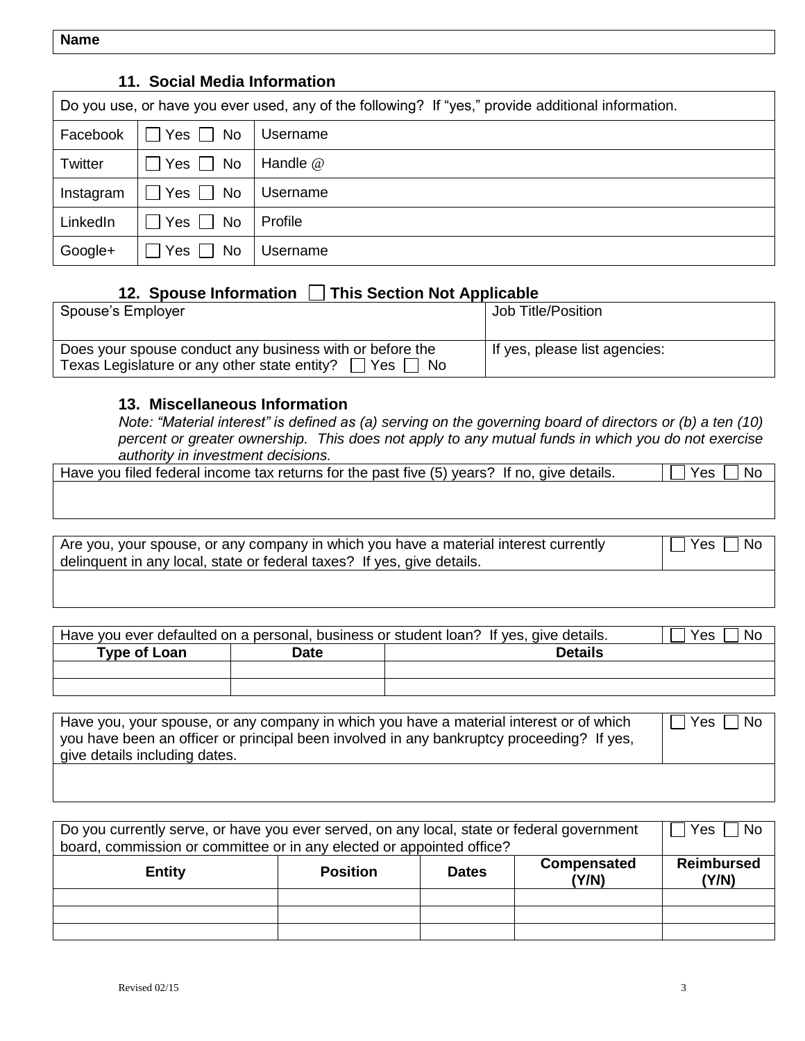| Name |
|---|

### 11. Social Media Information

| Do you use, or have you ever used, any of the following? If "yes," provide additional information. | | |
|---|---|---|
| Facebook | ☐ Yes ☐ No | Username |
| Twitter | ☐ Yes ☐ No | Handle @ |
| Instagram | ☐ Yes ☐ No | Username |
| LinkedIn | ☐ Yes ☐ No | Profile |
| Google+ | ☐ Yes ☐ No | Username |

### 12. Spouse Information ☐ This Section Not Applicable

| Spouse's Employer | Job Title/Position |
|---|---|
| Does your spouse conduct any business with or before the Texas Legislature or any other state entity? ☐ Yes ☐ No | If yes, please list agencies: |

### 13. Miscellaneous Information

*Note: "Material interest" is defined as (a) serving on the governing board of directors or (b) a ten (10) percent or greater ownership. This does not apply to any mutual funds in which you do not exercise authority in investment decisions.*

| Have you filed federal income tax returns for the past five (5) years? If no, give details. | ☐ Yes ☐ No |
|---|---|
| | |

| Are you, your spouse, or any company in which you have a material interest currently delinquent in any local, state or federal taxes? If yes, give details. | ☐ Yes ☐ No |
|---|---|
| | |

| Have you ever defaulted on a personal, business or student loan? If yes, give details. | | ☐ Yes ☐ No |
|---|---|---|
| **Type of Loan** | **Date** | **Details** |
| | | |
| | | |

| Have you, your spouse, or any company in which you have a material interest or of which you have been an officer or principal been involved in any bankruptcy proceeding? If yes, give details including dates. | ☐ Yes ☐ No |
|---|---|
| | |

| Do you currently serve, or have you ever served, on any local, state or federal government board, commission or committee or in any elected or appointed office? | | | | ☐ Yes ☐ No |
|---|---|---|---|---|
| **Entity** | **Position** | **Dates** | **Compensated (Y/N)** | **Reimbursed (Y/N)** |
| | | | | |
| | | | | |
| | | | | |

Revised 02/15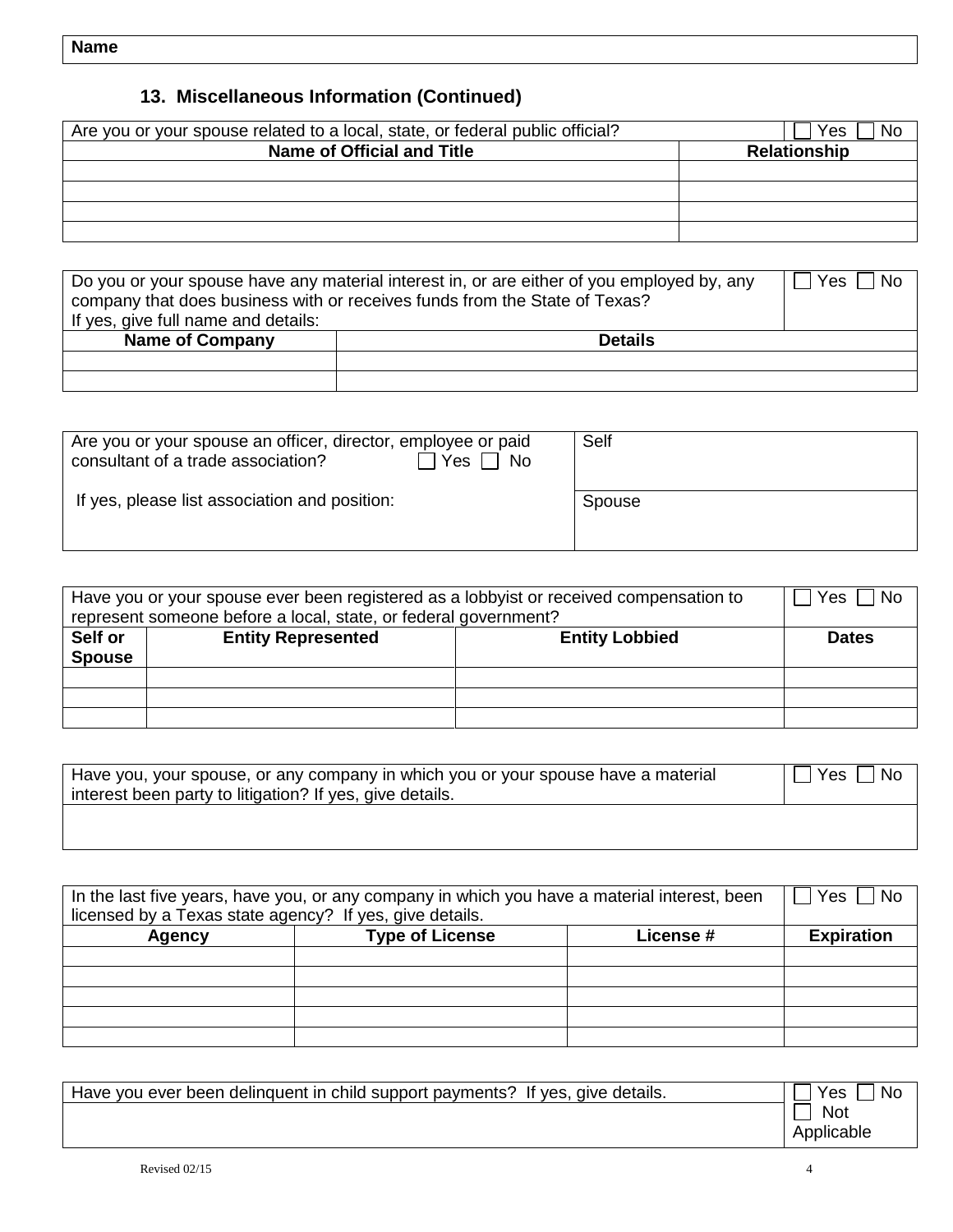| Name |
|---|

## 13. Miscellaneous Information (Continued)

| Are you or your spouse related to a local, state, or federal public official? | ☐ Yes ☐ No |
|---|---|
| **Name of Official and Title** | **Relationship** |
| | |
| | |
| | |
| | |

| Do you or your spouse have any material interest in, or are either of you employed by, any company that does business with or receives funds from the State of Texas? If yes, give full name and details: | | ☐ Yes ☐ No |
|---|---|---|
| **Name of Company** | **Details** | |
| | | |
| | | |

| Are you or your spouse an officer, director, employee or paid consultant of a trade association? ☐ Yes ☐ No | Self |
|---|---|
| If yes, please list association and position: | Spouse |

| Have you or your spouse ever been registered as a lobbyist or received compensation to represent someone before a local, state, or federal government? | | | ☐ Yes ☐ No |
|---|---|---|---|
| **Self or Spouse** | **Entity Represented** | **Entity Lobbied** | **Dates** |
| | | | |
| | | | |
| | | | |

| Have you, your spouse, or any company in which you or your spouse have a material interest been party to litigation? If yes, give details. | ☐ Yes ☐ No |
|---|---|
| | |

| In the last five years, have you, or any company in which you have a material interest, been licensed by a Texas state agency? If yes, give details. | | | ☐ Yes ☐ No |
|---|---|---|---|
| **Agency** | **Type of License** | **License #** | **Expiration** |
| | | | |
| | | | |
| | | | |
| | | | |
| | | | |

| Have you ever been delinquent in child support payments? If yes, give details. | ☐ Yes ☐ No ☐ Not Applicable |
|---|---|
| | |

Revised 02/15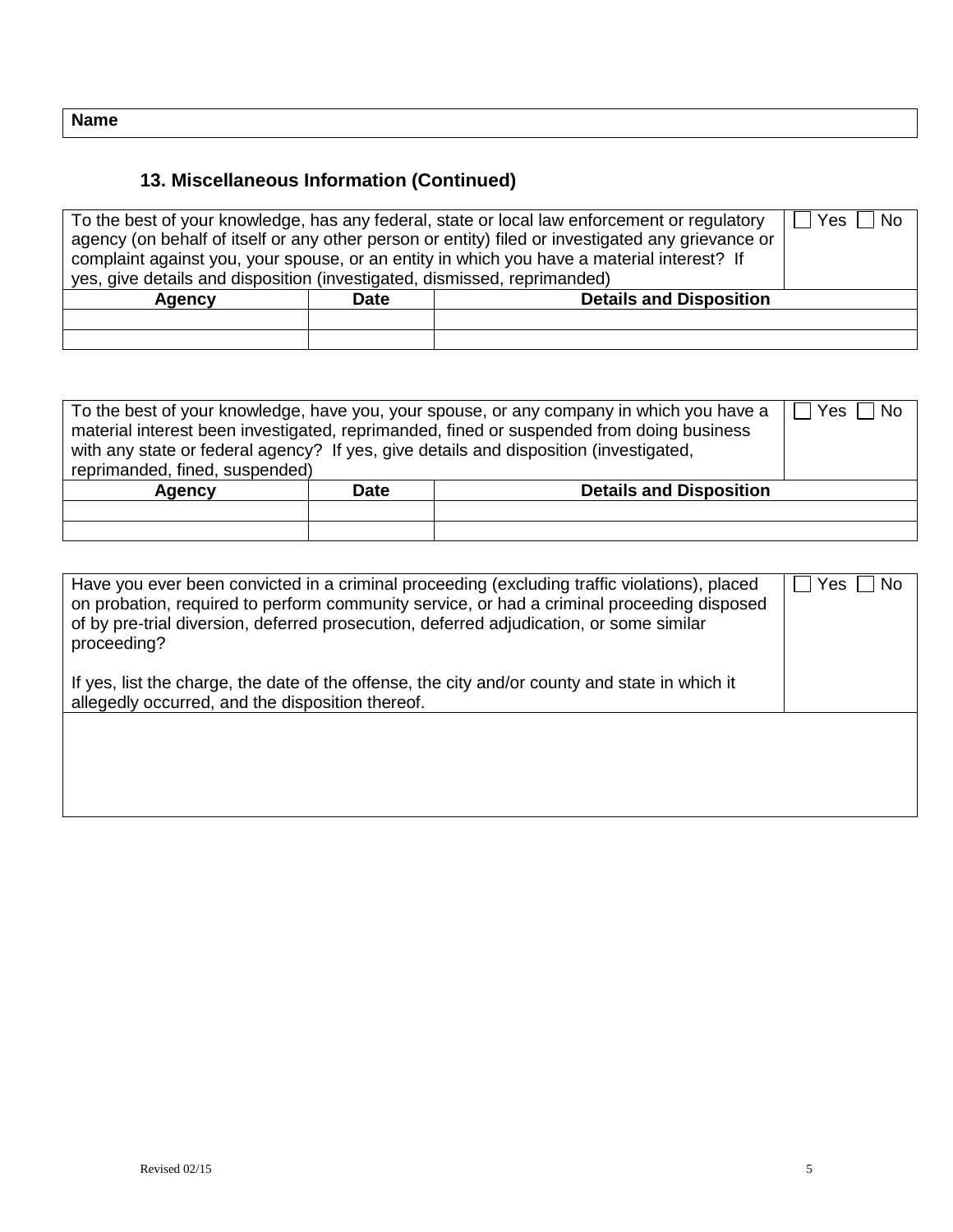| Name |
|---|

## 13. Miscellaneous Information (Continued)

| To the best of your knowledge, has any federal, state or local law enforcement or regulatory agency (on behalf of itself or any other person or entity) filed or investigated any grievance or complaint against you, your spouse, or an entity in which you have a material interest? If yes, give details and disposition (investigated, dismissed, reprimanded) | | ☐ Yes ☐ No |
|---|---|---|
| **Agency** | **Date** | **Details and Disposition** |
| | | |
| | | |

| To the best of your knowledge, have you, your spouse, or any company in which you have a material interest been investigated, reprimanded, fined or suspended from doing business with any state or federal agency? If yes, give details and disposition (investigated, reprimanded, fined, suspended) | | ☐ Yes ☐ No |
|---|---|---|
| **Agency** | **Date** | **Details and Disposition** |
| | | |
| | | |

| Have you ever been convicted in a criminal proceeding (excluding traffic violations), placed on probation, required to perform community service, or had a criminal proceeding disposed of by pre-trial diversion, deferred prosecution, deferred adjudication, or some similar proceeding?<br><br>If yes, list the charge, the date of the offense, the city and/or county and state in which it allegedly occurred, and the disposition thereof. | ☐ Yes ☐ No |
|---|---|
| | |

Revised 02/15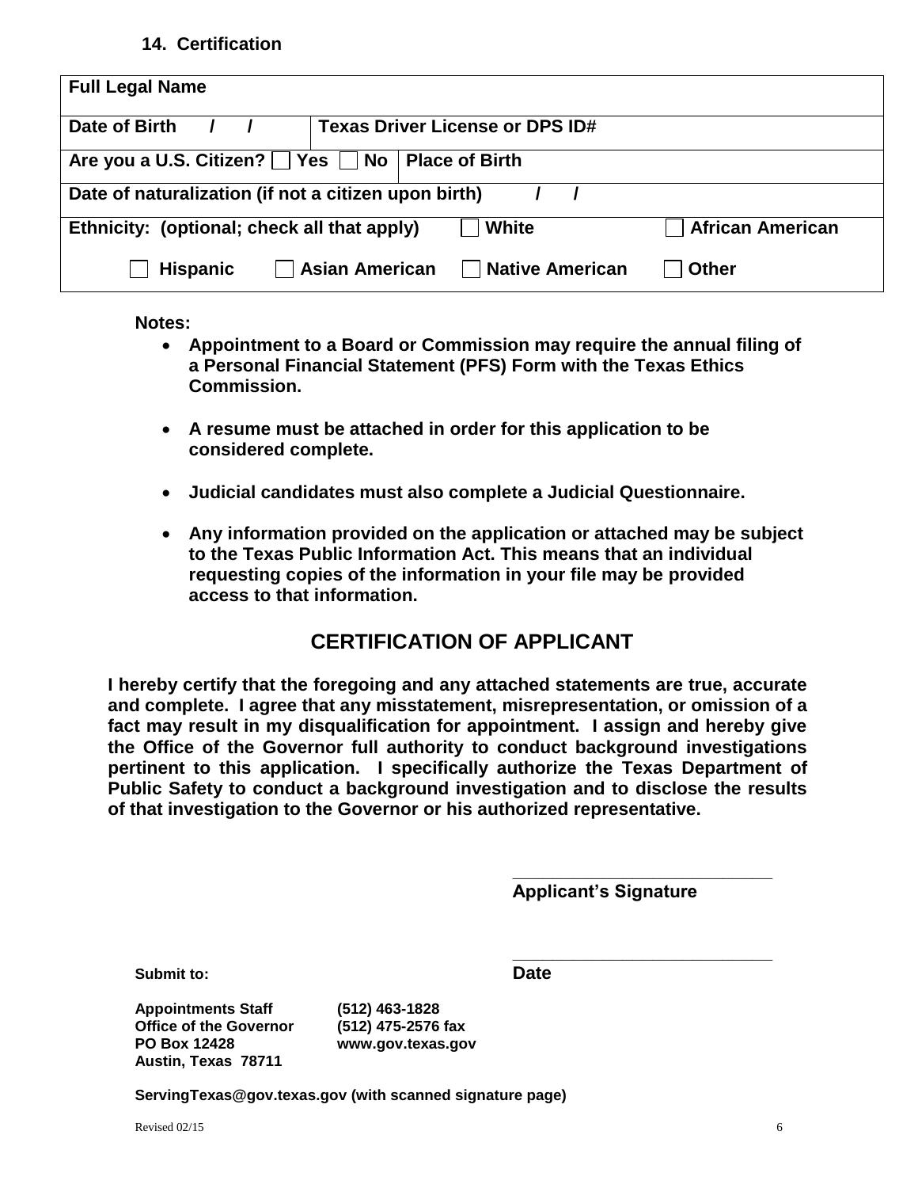### 14. Certification

| | | |
|---|---|---|
| **Full Legal Name** | | |
| **Date of Birth / /** | **Texas Driver License or DPS ID#** | |
| **Are you a U.S. Citizen? ☐ Yes ☐ No** | **Place of Birth** | |
| **Date of naturalization (if not a citizen upon birth) / /** | | |
| **Ethnicity: (optional; check all that apply)** | **☐ White** | **☐ African American** |
| **☐ Hispanic ☐ Asian American** | **☐ Native American** | **☐ Other** |

**Notes:**

- **Appointment to a Board or Commission may require the annual filing of a Personal Financial Statement (PFS) Form with the Texas Ethics Commission.**
- **A resume must be attached in order for this application to be considered complete.**
- **Judicial candidates must also complete a Judicial Questionnaire.**
- **Any information provided on the application or attached may be subject to the Texas Public Information Act. This means that an individual requesting copies of the information in your file may be provided access to that information.**

## CERTIFICATION OF APPLICANT

**I hereby certify that the foregoing and any attached statements are true, accurate and complete. I agree that any misstatement, misrepresentation, or omission of a fact may result in my disqualification for appointment. I assign and hereby give the Office of the Governor full authority to conduct background investigations pertinent to this application. I specifically authorize the Texas Department of Public Safety to conduct a background investigation and to disclose the results of that investigation to the Governor or his authorized representative.**

____________________________
**Applicant's Signature**

____________________________
**Date**

**Submit to:**

**Appointments Staff**
**Office of the Governor**
**PO Box 12428**
**Austin, Texas 78711**

**(512) 463-1828**
**(512) 475-2576 fax**
**www.gov.texas.gov**

**ServingTexas@gov.texas.gov (with scanned signature page)**

Revised 02/15